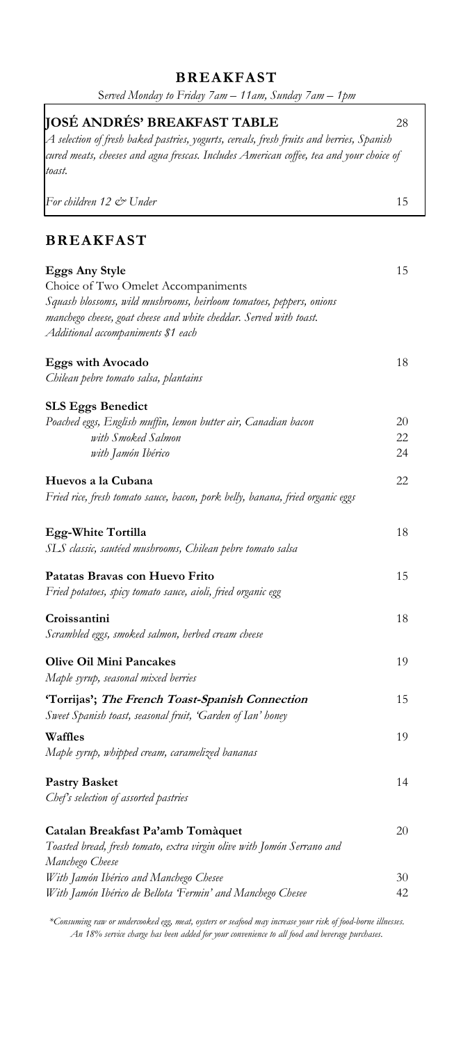## BREAKFAST

*Served Monday to Friday 7am – 11am, Sunday 7am – 1pm*

**JOSÉ ANDRÉS' BREAKFAST TABLE** 28

*A selection of fresh baked pastries, yogurts, cereals, fresh fruits and berries, Spanish cured meats, cheeses and agua frescas. Includes American coffee, tea and your choice of toast.*

*For children 12 & Under* 15

## BREAKFAST

**Eggs Any Style** 15

Choice of Two Omelet Accompaniments

*Squash blossoms, wild mushrooms, heirloom tomatoes, peppers, onions manchego cheese, goat cheese and white cheddar. Served with toast. Additional accompaniments $1 each*

**Eggs with Avocado** 18

*Chilean pebre tomato salsa, plantains*

**SLS Eggs Benedict**

*Poached eggs, English muffin, lemon butter air, Canadian bacon* 20

*with Smoked Salmon* 22

*with Jamón Ibérico* 24

**Huevos a la Cubana** 22

*Fried rice, fresh tomato sauce, bacon, pork belly, banana, fried organic eggs*

**Egg-White Tortilla** 18

*SLS classic, sautéed mushrooms, Chilean pebre tomato salsa*

**Patatas Bravas con Huevo Frito** 15

*Fried potatoes, spicy tomato sauce, aioli, fried organic egg*

**Croissantini** 18

*Scrambled eggs, smoked salmon, herbed cream cheese*

**Olive Oil Mini Pancakes** 19

*Maple syrup, seasonal mixed berries*

**'Torrijas'; *The French Toast-Spanish Connection*** 15

*Sweet Spanish toast, seasonal fruit, 'Garden of Ian' honey*

**Waffles** 19

*Maple syrup, whipped cream, caramelized bananas*

**Pastry Basket** 14

*Chef's selection of assorted pastries*

**Catalan Breakfast Pa'amb Tomàquet** 20

*Toasted bread, fresh tomato, extra virgin olive with Jomón Serrano and Manchego Cheese*

*With Jamón Ibérico and Manchego Chesee* 30

*With Jamón Ibérico de Bellota 'Fermin' and Manchego Chesee* 42

*\*Consuming raw or undercooked egg, meat, oysters or seafood may increase your risk of food-borne illnesses. An 18% service charge has been added for your convenience to all food and beverage purchases.*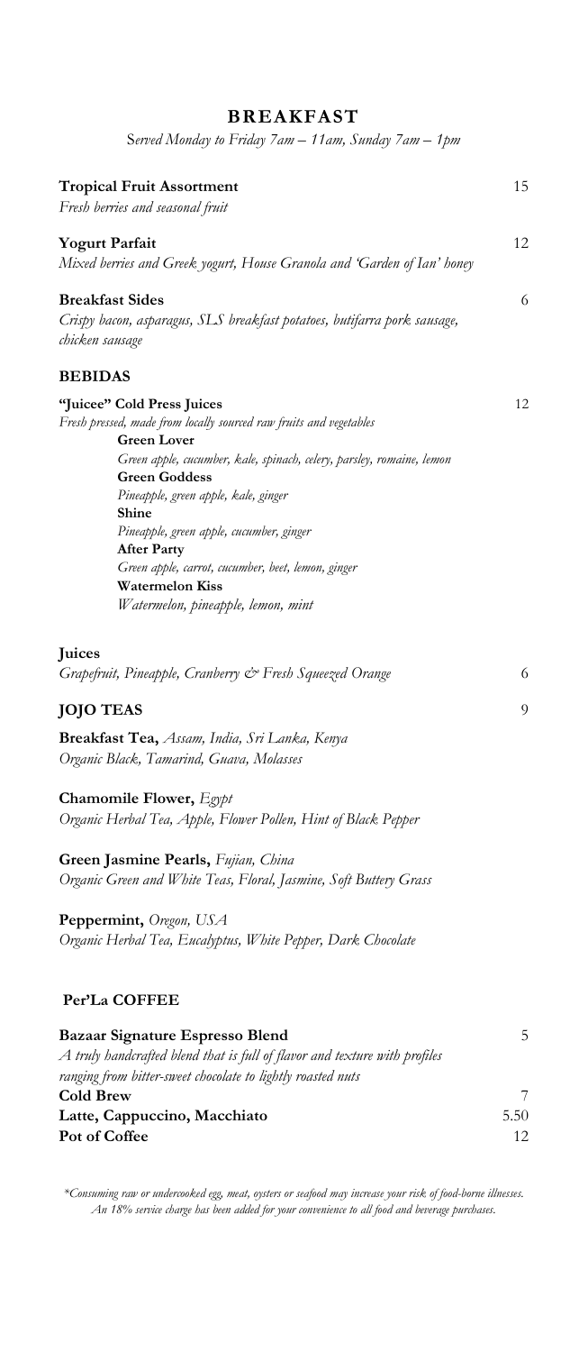# BREAKFAST

*Served Monday to Friday 7am – 11am, Sunday 7am – 1pm*

**Tropical Fruit Assortment** 15
*Fresh berries and seasonal fruit*

**Yogurt Parfait** 12
*Mixed berries and Greek yogurt, House Granola and 'Garden of Ian' honey*

**Breakfast Sides** 6
*Crispy bacon, asparagus, SLS breakfast potatoes, butifarra pork sausage, chicken sausage*

## BEBIDAS

**"Juicee" Cold Press Juices** 12
*Fresh pressed, made from locally sourced raw fruits and vegetables*

**Green Lover**
*Green apple, cucumber, kale, spinach, celery, parsley, romaine, lemon*

**Green Goddess**
*Pineapple, green apple, kale, ginger*

**Shine**
*Pineapple, green apple, cucumber, ginger*

**After Party**
*Green apple, carrot, cucumber, beet, lemon, ginger*

**Watermelon Kiss**
*Watermelon, pineapple, lemon, mint*

**Juices**
*Grapefruit, Pineapple, Cranberry & Fresh Squeezed Orange* 6

## JOJO TEAS 9

**Breakfast Tea,** *Assam, India, Sri Lanka, Kenya*
*Organic Black, Tamarind, Guava, Molasses*

**Chamomile Flower,** *Egypt*
*Organic Herbal Tea, Apple, Flower Pollen, Hint of Black Pepper*

**Green Jasmine Pearls,** *Fujian, China*
*Organic Green and White Teas, Floral, Jasmine, Soft Buttery Grass*

**Peppermint,** *Oregon, USA*
*Organic Herbal Tea, Eucalyptus, White Pepper, Dark Chocolate*

## Per'La COFFEE

**Bazaar Signature Espresso Blend** 5
*A truly handcrafted blend that is full of flavor and texture with profiles ranging from bitter-sweet chocolate to lightly roasted nuts*

**Cold Brew** 7

**Latte, Cappuccino, Macchiato** 5.50

**Pot of Coffee** 12

*\*Consuming raw or undercooked egg, meat, oysters or seafood may increase your risk of food-borne illnesses.*
*An 18% service charge has been added for your convenience to all food and beverage purchases.*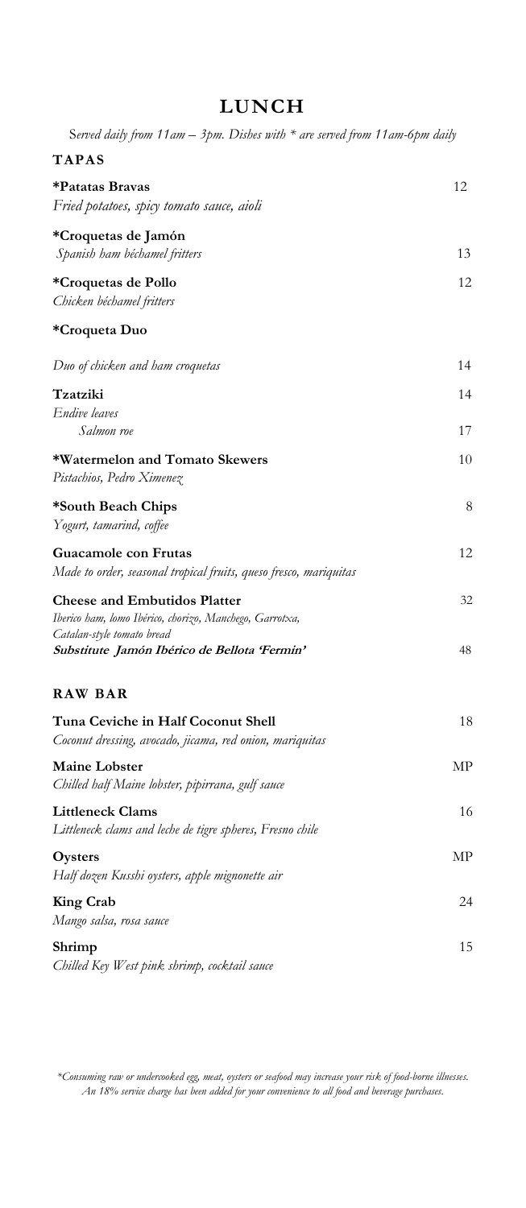# LUNCH

*Served daily from 11am – 3pm. Dishes with * are served from 11am-6pm daily*

## TAPAS

**\*Patatas Bravas** 12
*Fried potatoes, spicy tomato sauce, aioli*

**\*Croquetas de Jamón**
*Spanish ham béchamel fritters* 13

**\*Croquetas de Pollo** 12
*Chicken béchamel fritters*

**\*Croqueta Duo**
*Duo of chicken and ham croquetas* 14

**Tzatziki** 14
*Endive leaves*
*Salmon roe* 17

**\*Watermelon and Tomato Skewers** 10
*Pistachios, Pedro Ximenez*

**\*South Beach Chips** 8
*Yogurt, tamarind, coffee*

**Guacamole con Frutas** 12
*Made to order, seasonal tropical fruits, queso fresco, mariquitas*

**Cheese and Embutidos Platter** 32
*Iberico ham, lomo Ibérico, chorizo, Manchego, Garrotxa,*
*Catalan-style tomato bread*
***Substitute Jamón Ibérico de Bellota 'Fermin'*** 48

## RAW BAR

**Tuna Ceviche in Half Coconut Shell** 18
*Coconut dressing, avocado, jicama, red onion, mariquitas*

**Maine Lobster** MP
*Chilled half Maine lobster, pipirrana, gulf sauce*

**Littleneck Clams** 16
*Littleneck clams and leche de tigre spheres, Fresno chile*

**Oysters** MP
*Half dozen Kusshi oysters, apple mignonette air*

**King Crab** 24
*Mango salsa, rosa sauce*

**Shrimp** 15
*Chilled Key West pink shrimp, cocktail sauce*

*\*Consuming raw or undercooked egg, meat, oysters or seafood may increase your risk of food-borne illnesses.*
*An 18% service charge has been added for your convenience to all food and beverage purchases.*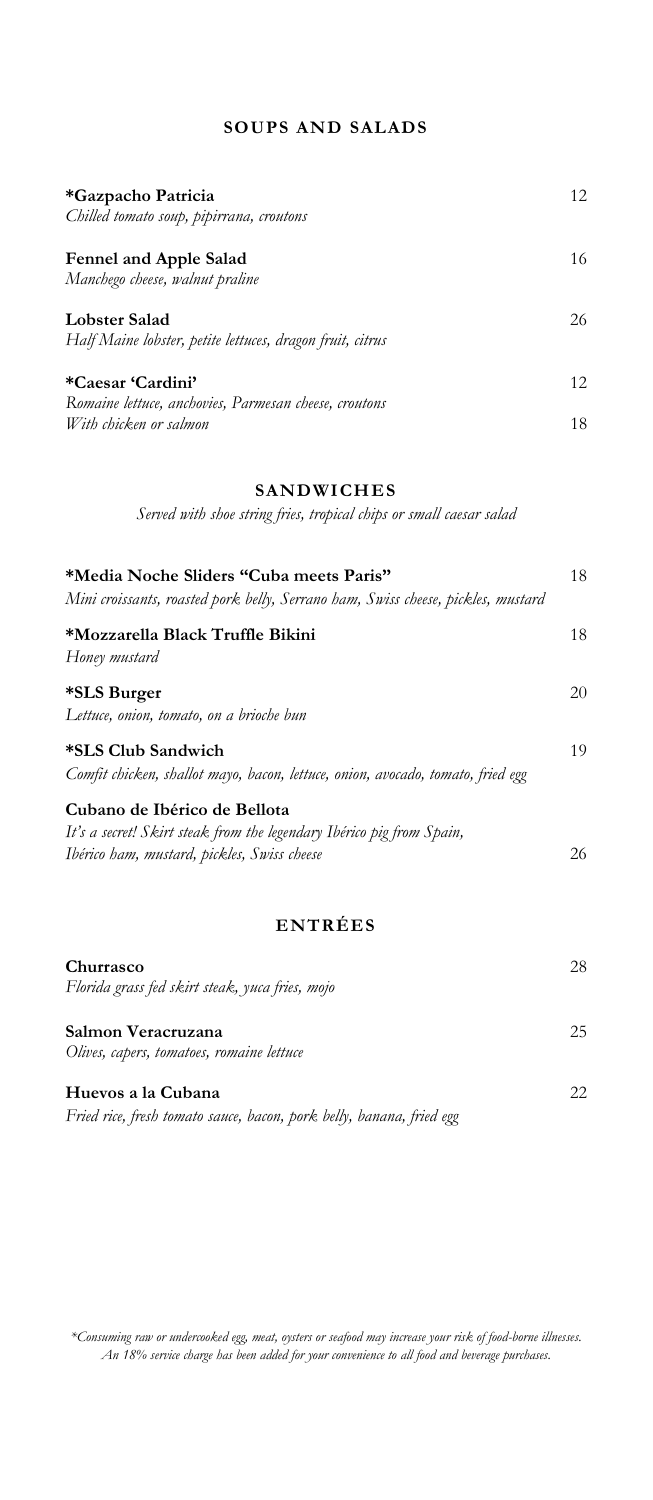## SOUPS AND SALADS

**\*Gazpacho Patricia** 12
*Chilled tomato soup, pipirrana, croutons*

**Fennel and Apple Salad** 16
*Manchego cheese, walnut praline*

**Lobster Salad** 26
*Half Maine lobster, petite lettuces, dragon fruit, citrus*

**\*Caesar 'Cardini'** 12
*Romaine lettuce, anchovies, Parmesan cheese, croutons*
*With chicken or salmon* 18

## SANDWICHES

*Served with shoe string fries, tropical chips or small caesar salad*

**\*Media Noche Sliders "Cuba meets Paris"** 18
*Mini croissants, roasted pork belly, Serrano ham, Swiss cheese, pickles, mustard*

**\*Mozzarella Black Truffle Bikini** 18
*Honey mustard*

**\*SLS Burger** 20
*Lettuce, onion, tomato, on a brioche bun*

**\*SLS Club Sandwich** 19
*Comfit chicken, shallot mayo, bacon, lettuce, onion, avocado, tomato, fried egg*

**Cubano de Ibérico de Bellota**
*It's a secret! Skirt steak from the legendary Ibérico pig from Spain,*
*Ibérico ham, mustard, pickles, Swiss cheese* 26

## ENTRÉES

**Churrasco** 28
*Florida grass fed skirt steak, yuca fries, mojo*

**Salmon Veracruzana** 25
*Olives, capers, tomatoes, romaine lettuce*

**Huevos a la Cubana** 22
*Fried rice, fresh tomato sauce, bacon, pork belly, banana, fried egg*

*\*Consuming raw or undercooked egg, meat, oysters or seafood may increase your risk of food-borne illnesses.*
*An 18% service charge has been added for your convenience to all food and beverage purchases.*